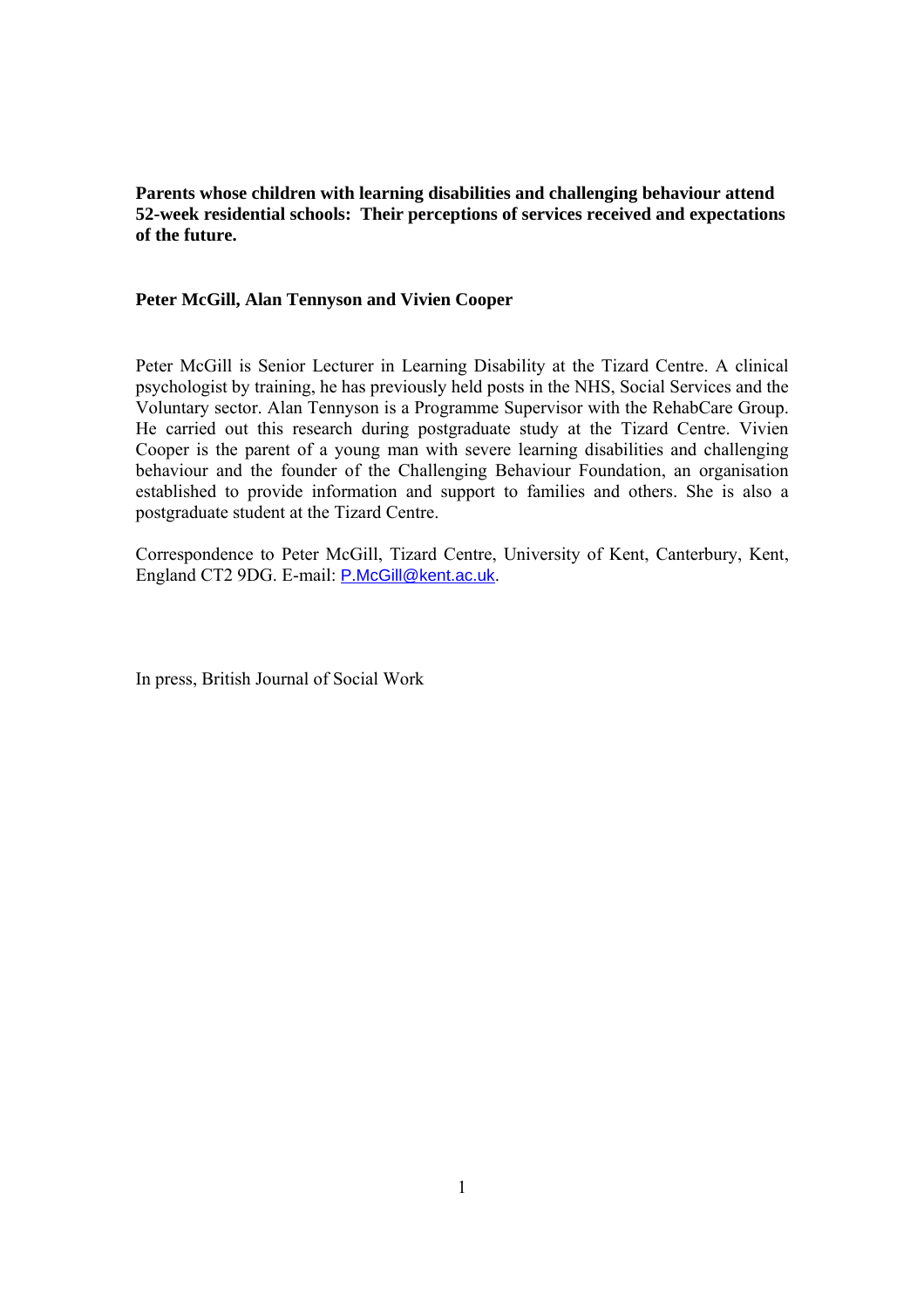# Parents whose children with learning disabilities and challenging behaviour attend 52-week residential schools: Their perceptions of services received and expectations of the future.

**Peter McGill, Alan Tennyson and Vivien Cooper**

Peter McGill is Senior Lecturer in Learning Disability at the Tizard Centre. A clinical psychologist by training, he has previously held posts in the NHS, Social Services and the Voluntary sector. Alan Tennyson is a Programme Supervisor with the RehabCare Group. He carried out this research during postgraduate study at the Tizard Centre. Vivien Cooper is the parent of a young man with severe learning disabilities and challenging behaviour and the founder of the Challenging Behaviour Foundation, an organisation established to provide information and support to families and others. She is also a postgraduate student at the Tizard Centre.

Correspondence to Peter McGill, Tizard Centre, University of Kent, Canterbury, Kent, England CT2 9DG. E-mail: P.McGill@kent.ac.uk.

In press, British Journal of Social Work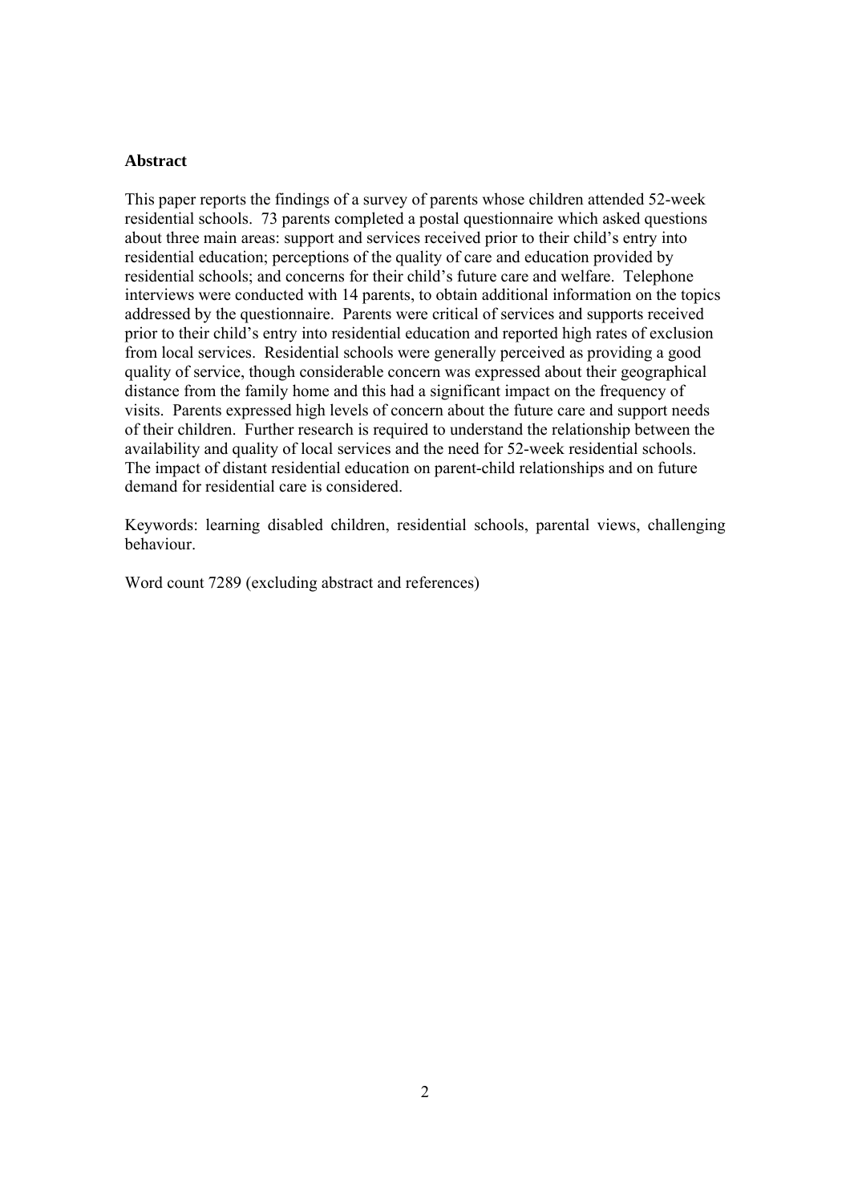**Abstract**

This paper reports the findings of a survey of parents whose children attended 52-week residential schools. 73 parents completed a postal questionnaire which asked questions about three main areas: support and services received prior to their child's entry into residential education; perceptions of the quality of care and education provided by residential schools; and concerns for their child's future care and welfare. Telephone interviews were conducted with 14 parents, to obtain additional information on the topics addressed by the questionnaire. Parents were critical of services and supports received prior to their child's entry into residential education and reported high rates of exclusion from local services. Residential schools were generally perceived as providing a good quality of service, though considerable concern was expressed about their geographical distance from the family home and this had a significant impact on the frequency of visits. Parents expressed high levels of concern about the future care and support needs of their children. Further research is required to understand the relationship between the availability and quality of local services and the need for 52-week residential schools. The impact of distant residential education on parent-child relationships and on future demand for residential care is considered.

Keywords: learning disabled children, residential schools, parental views, challenging behaviour.

Word count 7289 (excluding abstract and references)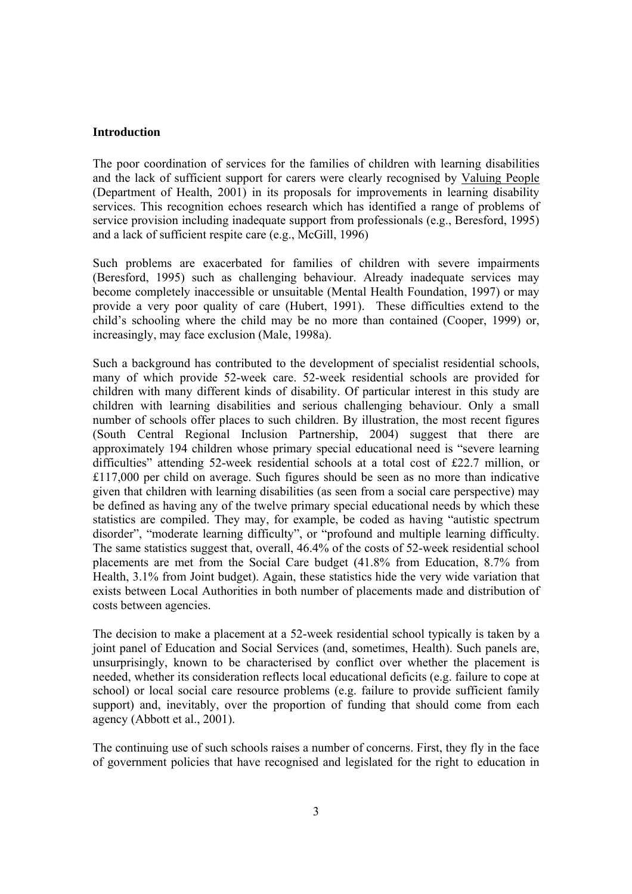**Introduction**

The poor coordination of services for the families of children with learning disabilities and the lack of sufficient support for carers were clearly recognised by Valuing People (Department of Health, 2001) in its proposals for improvements in learning disability services. This recognition echoes research which has identified a range of problems of service provision including inadequate support from professionals (e.g., Beresford, 1995) and a lack of sufficient respite care (e.g., McGill, 1996)

Such problems are exacerbated for families of children with severe impairments (Beresford, 1995) such as challenging behaviour. Already inadequate services may become completely inaccessible or unsuitable (Mental Health Foundation, 1997) or may provide a very poor quality of care (Hubert, 1991). These difficulties extend to the child's schooling where the child may be no more than contained (Cooper, 1999) or, increasingly, may face exclusion (Male, 1998a).

Such a background has contributed to the development of specialist residential schools, many of which provide 52-week care. 52-week residential schools are provided for children with many different kinds of disability. Of particular interest in this study are children with learning disabilities and serious challenging behaviour. Only a small number of schools offer places to such children. By illustration, the most recent figures (South Central Regional Inclusion Partnership, 2004) suggest that there are approximately 194 children whose primary special educational need is "severe learning difficulties" attending 52-week residential schools at a total cost of £22.7 million, or £117,000 per child on average. Such figures should be seen as no more than indicative given that children with learning disabilities (as seen from a social care perspective) may be defined as having any of the twelve primary special educational needs by which these statistics are compiled. They may, for example, be coded as having "autistic spectrum disorder", "moderate learning difficulty", or "profound and multiple learning difficulty. The same statistics suggest that, overall, 46.4% of the costs of 52-week residential school placements are met from the Social Care budget (41.8% from Education, 8.7% from Health, 3.1% from Joint budget). Again, these statistics hide the very wide variation that exists between Local Authorities in both number of placements made and distribution of costs between agencies.

The decision to make a placement at a 52-week residential school typically is taken by a joint panel of Education and Social Services (and, sometimes, Health). Such panels are, unsurprisingly, known to be characterised by conflict over whether the placement is needed, whether its consideration reflects local educational deficits (e.g. failure to cope at school) or local social care resource problems (e.g. failure to provide sufficient family support) and, inevitably, over the proportion of funding that should come from each agency (Abbott et al., 2001).

The continuing use of such schools raises a number of concerns. First, they fly in the face of government policies that have recognised and legislated for the right to education in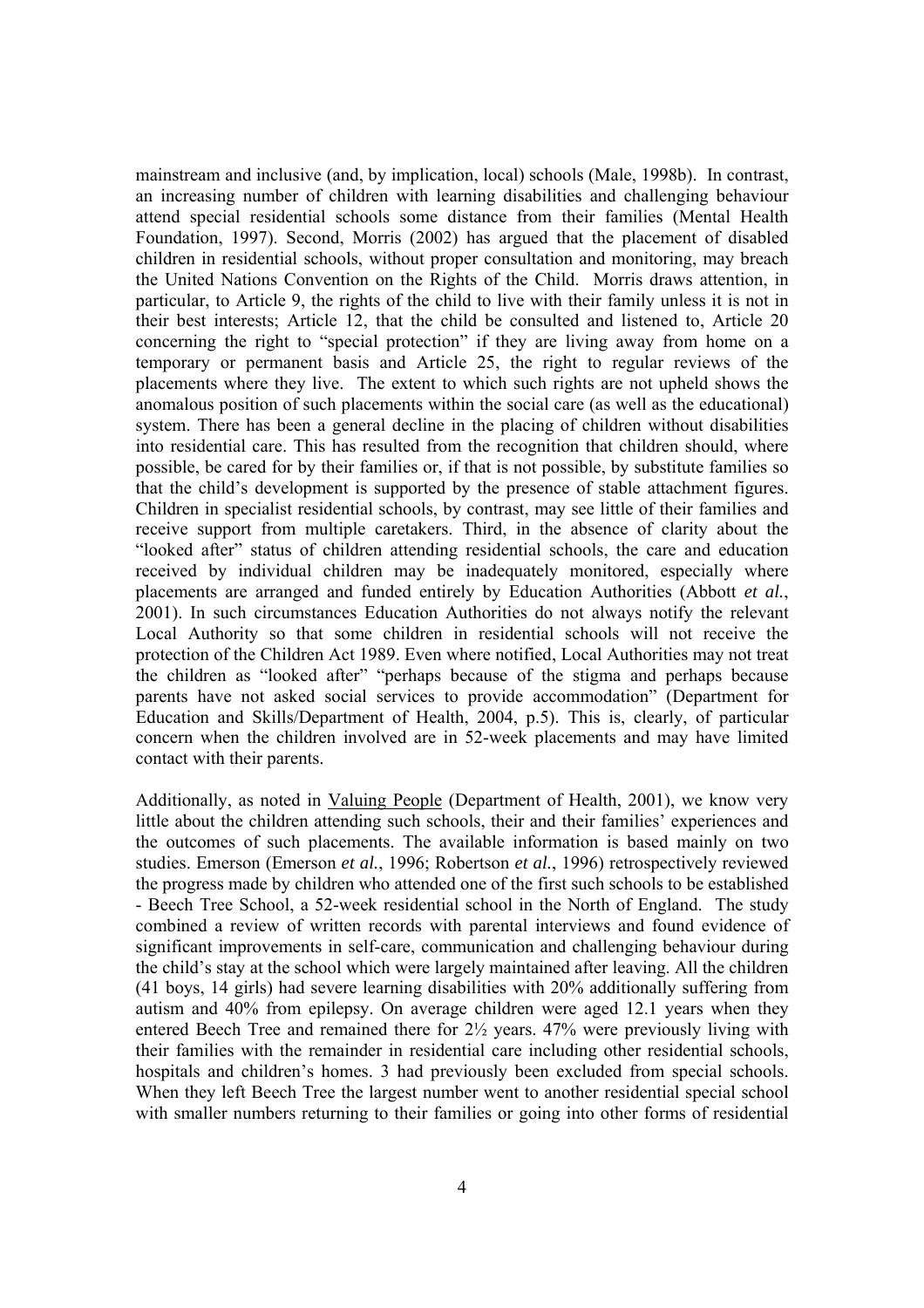mainstream and inclusive (and, by implication, local) schools (Male, 1998b). In contrast, an increasing number of children with learning disabilities and challenging behaviour attend special residential schools some distance from their families (Mental Health Foundation, 1997). Second, Morris (2002) has argued that the placement of disabled children in residential schools, without proper consultation and monitoring, may breach the United Nations Convention on the Rights of the Child. Morris draws attention, in particular, to Article 9, the rights of the child to live with their family unless it is not in their best interests; Article 12, that the child be consulted and listened to, Article 20 concerning the right to "special protection" if they are living away from home on a temporary or permanent basis and Article 25, the right to regular reviews of the placements where they live. The extent to which such rights are not upheld shows the anomalous position of such placements within the social care (as well as the educational) system. There has been a general decline in the placing of children without disabilities into residential care. This has resulted from the recognition that children should, where possible, be cared for by their families or, if that is not possible, by substitute families so that the child's development is supported by the presence of stable attachment figures. Children in specialist residential schools, by contrast, may see little of their families and receive support from multiple caretakers. Third, in the absence of clarity about the "looked after" status of children attending residential schools, the care and education received by individual children may be inadequately monitored, especially where placements are arranged and funded entirely by Education Authorities (Abbott *et al.*, 2001). In such circumstances Education Authorities do not always notify the relevant Local Authority so that some children in residential schools will not receive the protection of the Children Act 1989. Even where notified, Local Authorities may not treat the children as "looked after" "perhaps because of the stigma and perhaps because parents have not asked social services to provide accommodation" (Department for Education and Skills/Department of Health, 2004, p.5). This is, clearly, of particular concern when the children involved are in 52-week placements and may have limited contact with their parents.

Additionally, as noted in Valuing People (Department of Health, 2001), we know very little about the children attending such schools, their and their families' experiences and the outcomes of such placements. The available information is based mainly on two studies. Emerson (Emerson *et al.*, 1996; Robertson *et al.*, 1996) retrospectively reviewed the progress made by children who attended one of the first such schools to be established - Beech Tree School, a 52-week residential school in the North of England. The study combined a review of written records with parental interviews and found evidence of significant improvements in self-care, communication and challenging behaviour during the child's stay at the school which were largely maintained after leaving. All the children (41 boys, 14 girls) had severe learning disabilities with 20% additionally suffering from autism and 40% from epilepsy. On average children were aged 12.1 years when they entered Beech Tree and remained there for 2½ years. 47% were previously living with their families with the remainder in residential care including other residential schools, hospitals and children's homes. 3 had previously been excluded from special schools. When they left Beech Tree the largest number went to another residential special school with smaller numbers returning to their families or going into other forms of residential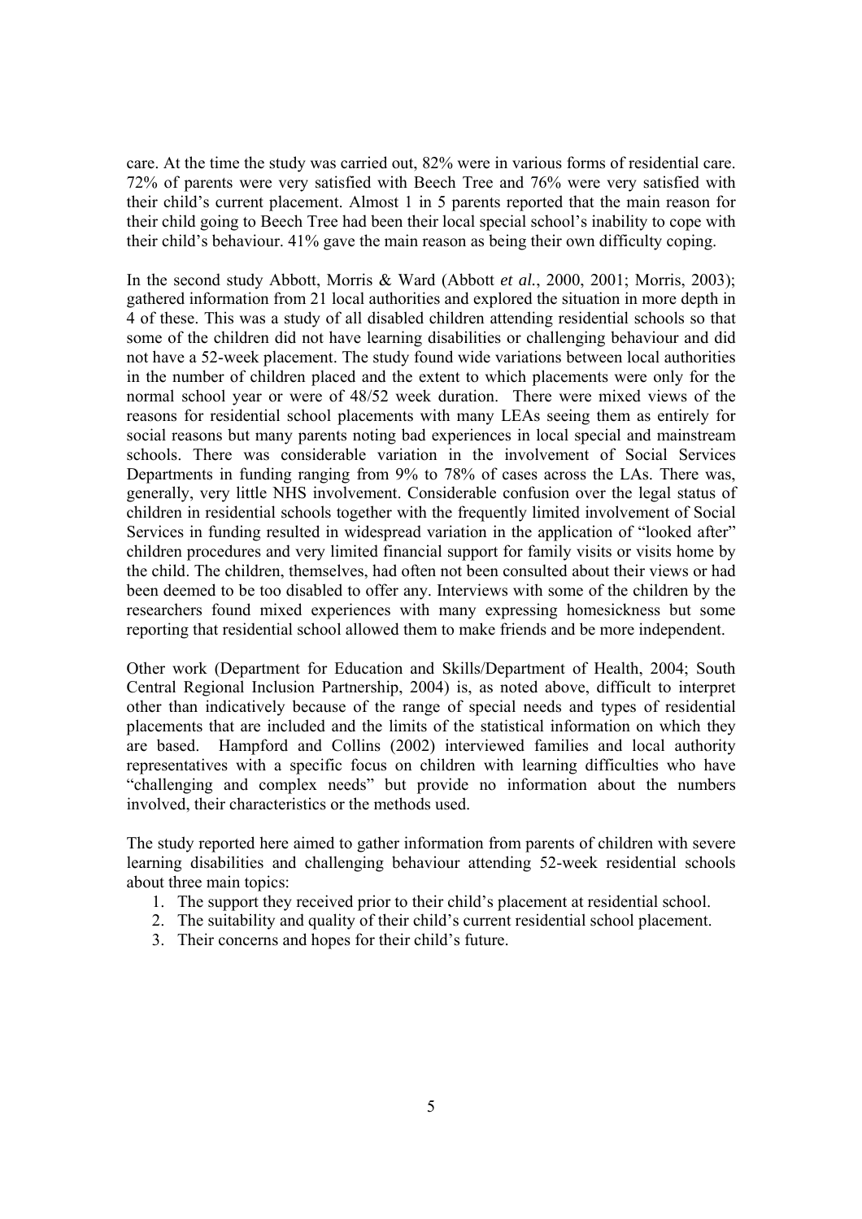care. At the time the study was carried out, 82% were in various forms of residential care. 72% of parents were very satisfied with Beech Tree and 76% were very satisfied with their child's current placement. Almost 1 in 5 parents reported that the main reason for their child going to Beech Tree had been their local special school's inability to cope with their child's behaviour. 41% gave the main reason as being their own difficulty coping.

In the second study Abbott, Morris & Ward (Abbott *et al.*, 2000, 2001; Morris, 2003); gathered information from 21 local authorities and explored the situation in more depth in 4 of these. This was a study of all disabled children attending residential schools so that some of the children did not have learning disabilities or challenging behaviour and did not have a 52-week placement. The study found wide variations between local authorities in the number of children placed and the extent to which placements were only for the normal school year or were of 48/52 week duration. There were mixed views of the reasons for residential school placements with many LEAs seeing them as entirely for social reasons but many parents noting bad experiences in local special and mainstream schools. There was considerable variation in the involvement of Social Services Departments in funding ranging from 9% to 78% of cases across the LAs. There was, generally, very little NHS involvement. Considerable confusion over the legal status of children in residential schools together with the frequently limited involvement of Social Services in funding resulted in widespread variation in the application of "looked after" children procedures and very limited financial support for family visits or visits home by the child. The children, themselves, had often not been consulted about their views or had been deemed to be too disabled to offer any. Interviews with some of the children by the researchers found mixed experiences with many expressing homesickness but some reporting that residential school allowed them to make friends and be more independent.

Other work (Department for Education and Skills/Department of Health, 2004; South Central Regional Inclusion Partnership, 2004) is, as noted above, difficult to interpret other than indicatively because of the range of special needs and types of residential placements that are included and the limits of the statistical information on which they are based. Hampford and Collins (2002) interviewed families and local authority representatives with a specific focus on children with learning difficulties who have "challenging and complex needs" but provide no information about the numbers involved, their characteristics or the methods used.

The study reported here aimed to gather information from parents of children with severe learning disabilities and challenging behaviour attending 52-week residential schools about three main topics:

1. The support they received prior to their child's placement at residential school.
2. The suitability and quality of their child's current residential school placement.
3. Their concerns and hopes for their child's future.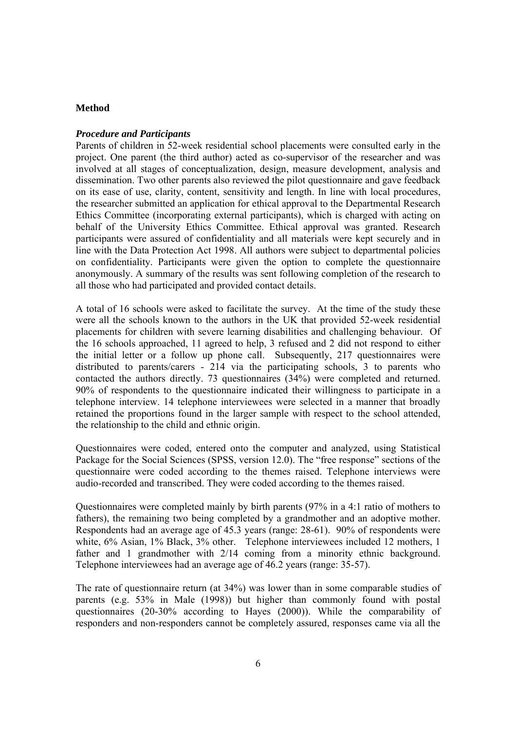## Method

### *Procedure and Participants*

Parents of children in 52-week residential school placements were consulted early in the project. One parent (the third author) acted as co-supervisor of the researcher and was involved at all stages of conceptualization, design, measure development, analysis and dissemination. Two other parents also reviewed the pilot questionnaire and gave feedback on its ease of use, clarity, content, sensitivity and length. In line with local procedures, the researcher submitted an application for ethical approval to the Departmental Research Ethics Committee (incorporating external participants), which is charged with acting on behalf of the University Ethics Committee. Ethical approval was granted. Research participants were assured of confidentiality and all materials were kept securely and in line with the Data Protection Act 1998. All authors were subject to departmental policies on confidentiality. Participants were given the option to complete the questionnaire anonymously. A summary of the results was sent following completion of the research to all those who had participated and provided contact details.

A total of 16 schools were asked to facilitate the survey. At the time of the study these were all the schools known to the authors in the UK that provided 52-week residential placements for children with severe learning disabilities and challenging behaviour. Of the 16 schools approached, 11 agreed to help, 3 refused and 2 did not respond to either the initial letter or a follow up phone call. Subsequently, 217 questionnaires were distributed to parents/carers - 214 via the participating schools, 3 to parents who contacted the authors directly. 73 questionnaires (34%) were completed and returned. 90% of respondents to the questionnaire indicated their willingness to participate in a telephone interview. 14 telephone interviewees were selected in a manner that broadly retained the proportions found in the larger sample with respect to the school attended, the relationship to the child and ethnic origin.

Questionnaires were coded, entered onto the computer and analyzed, using Statistical Package for the Social Sciences (SPSS, version 12.0). The "free response" sections of the questionnaire were coded according to the themes raised. Telephone interviews were audio-recorded and transcribed. They were coded according to the themes raised.

Questionnaires were completed mainly by birth parents (97% in a 4:1 ratio of mothers to fathers), the remaining two being completed by a grandmother and an adoptive mother. Respondents had an average age of 45.3 years (range: 28-61). 90% of respondents were white, 6% Asian, 1% Black, 3% other. Telephone interviewees included 12 mothers, 1 father and 1 grandmother with 2/14 coming from a minority ethnic background. Telephone interviewees had an average age of 46.2 years (range: 35-57).

The rate of questionnaire return (at 34%) was lower than in some comparable studies of parents (e.g. 53% in Male (1998)) but higher than commonly found with postal questionnaires (20-30% according to Hayes (2000)). While the comparability of responders and non-responders cannot be completely assured, responses came via all the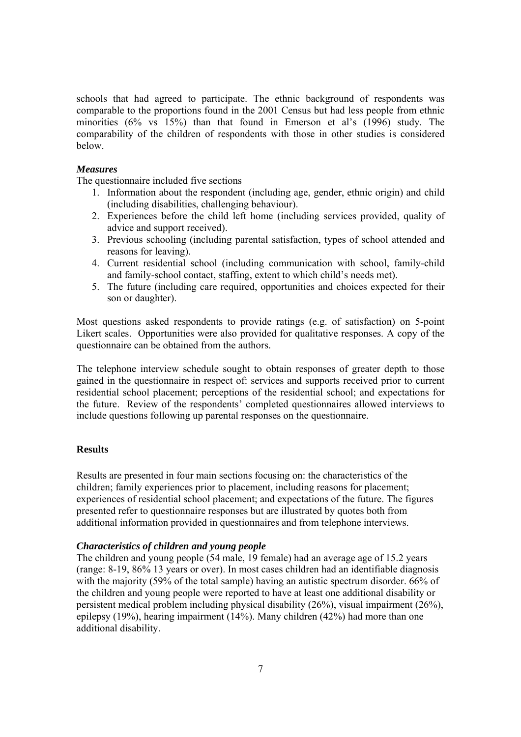schools that had agreed to participate. The ethnic background of respondents was comparable to the proportions found in the 2001 Census but had less people from ethnic minorities (6% vs 15%) than that found in Emerson et al's (1996) study. The comparability of the children of respondents with those in other studies is considered below.

***Measures***

The questionnaire included five sections

1. Information about the respondent (including age, gender, ethnic origin) and child (including disabilities, challenging behaviour).
2. Experiences before the child left home (including services provided, quality of advice and support received).
3. Previous schooling (including parental satisfaction, types of school attended and reasons for leaving).
4. Current residential school (including communication with school, family-child and family-school contact, staffing, extent to which child's needs met).
5. The future (including care required, opportunities and choices expected for their son or daughter).

Most questions asked respondents to provide ratings (e.g. of satisfaction) on 5-point Likert scales. Opportunities were also provided for qualitative responses. A copy of the questionnaire can be obtained from the authors.

The telephone interview schedule sought to obtain responses of greater depth to those gained in the questionnaire in respect of: services and supports received prior to current residential school placement; perceptions of the residential school; and expectations for the future. Review of the respondents' completed questionnaires allowed interviews to include questions following up parental responses on the questionnaire.

**Results**

Results are presented in four main sections focusing on: the characteristics of the children; family experiences prior to placement, including reasons for placement; experiences of residential school placement; and expectations of the future. The figures presented refer to questionnaire responses but are illustrated by quotes both from additional information provided in questionnaires and from telephone interviews.

***Characteristics of children and young people***

The children and young people (54 male, 19 female) had an average age of 15.2 years (range: 8-19, 86% 13 years or over). In most cases children had an identifiable diagnosis with the majority (59% of the total sample) having an autistic spectrum disorder. 66% of the children and young people were reported to have at least one additional disability or persistent medical problem including physical disability (26%), visual impairment (26%), epilepsy (19%), hearing impairment (14%). Many children (42%) had more than one additional disability.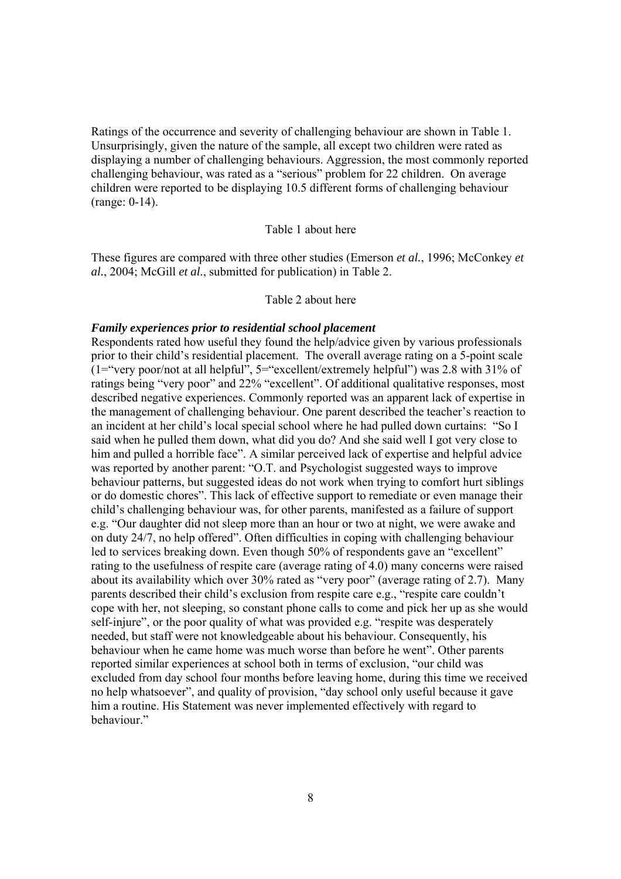Ratings of the occurrence and severity of challenging behaviour are shown in Table 1. Unsurprisingly, given the nature of the sample, all except two children were rated as displaying a number of challenging behaviours. Aggression, the most commonly reported challenging behaviour, was rated as a "serious" problem for 22 children. On average children were reported to be displaying 10.5 different forms of challenging behaviour (range: 0-14).

Table 1 about here

These figures are compared with three other studies (Emerson *et al.*, 1996; McConkey *et al.*, 2004; McGill *et al.*, submitted for publication) in Table 2.

Table 2 about here

***Family experiences prior to residential school placement***

Respondents rated how useful they found the help/advice given by various professionals prior to their child's residential placement. The overall average rating on a 5-point scale (1="very poor/not at all helpful", 5="excellent/extremely helpful") was 2.8 with 31% of ratings being "very poor" and 22% "excellent". Of additional qualitative responses, most described negative experiences. Commonly reported was an apparent lack of expertise in the management of challenging behaviour. One parent described the teacher's reaction to an incident at her child's local special school where he had pulled down curtains: "So I said when he pulled them down, what did you do? And she said well I got very close to him and pulled a horrible face". A similar perceived lack of expertise and helpful advice was reported by another parent: "O.T. and Psychologist suggested ways to improve behaviour patterns, but suggested ideas do not work when trying to comfort hurt siblings or do domestic chores". This lack of effective support to remediate or even manage their child's challenging behaviour was, for other parents, manifested as a failure of support e.g. "Our daughter did not sleep more than an hour or two at night, we were awake and on duty 24/7, no help offered". Often difficulties in coping with challenging behaviour led to services breaking down. Even though 50% of respondents gave an "excellent" rating to the usefulness of respite care (average rating of 4.0) many concerns were raised about its availability which over 30% rated as "very poor" (average rating of 2.7). Many parents described their child's exclusion from respite care e.g., "respite care couldn't cope with her, not sleeping, so constant phone calls to come and pick her up as she would self-injure", or the poor quality of what was provided e.g. "respite was desperately needed, but staff were not knowledgeable about his behaviour. Consequently, his behaviour when he came home was much worse than before he went". Other parents reported similar experiences at school both in terms of exclusion, "our child was excluded from day school four months before leaving home, during this time we received no help whatsoever", and quality of provision, "day school only useful because it gave him a routine. His Statement was never implemented effectively with regard to behaviour."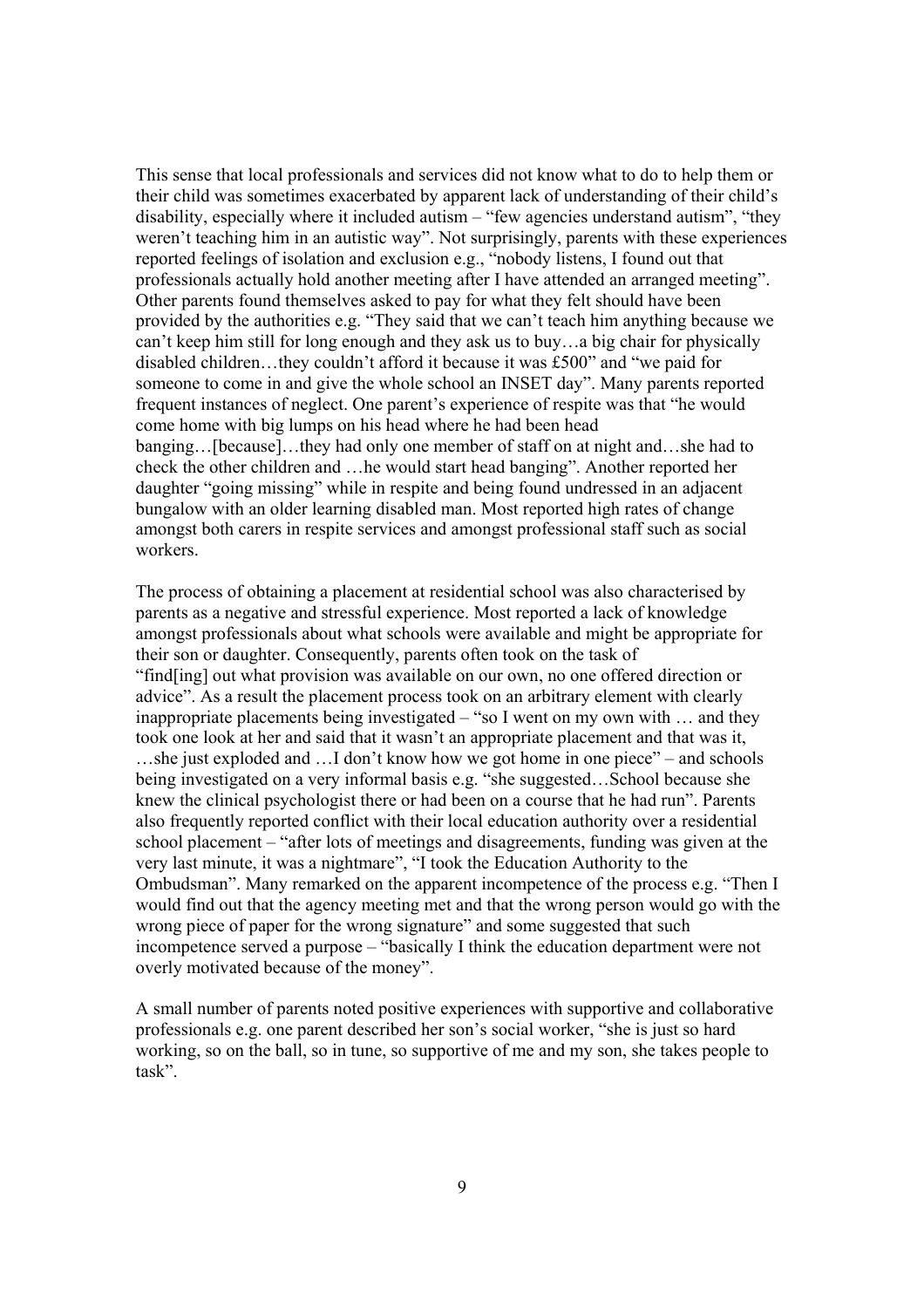This sense that local professionals and services did not know what to do to help them or their child was sometimes exacerbated by apparent lack of understanding of their child's disability, especially where it included autism – "few agencies understand autism", "they weren't teaching him in an autistic way". Not surprisingly, parents with these experiences reported feelings of isolation and exclusion e.g., "nobody listens, I found out that professionals actually hold another meeting after I have attended an arranged meeting". Other parents found themselves asked to pay for what they felt should have been provided by the authorities e.g. "They said that we can't teach him anything because we can't keep him still for long enough and they ask us to buy…a big chair for physically disabled children…they couldn't afford it because it was £500" and "we paid for someone to come in and give the whole school an INSET day". Many parents reported frequent instances of neglect. One parent's experience of respite was that "he would come home with big lumps on his head where he had been head banging…[because]…they had only one member of staff on at night and…she had to check the other children and …he would start head banging". Another reported her daughter "going missing" while in respite and being found undressed in an adjacent bungalow with an older learning disabled man. Most reported high rates of change amongst both carers in respite services and amongst professional staff such as social workers.

The process of obtaining a placement at residential school was also characterised by parents as a negative and stressful experience. Most reported a lack of knowledge amongst professionals about what schools were available and might be appropriate for their son or daughter. Consequently, parents often took on the task of "find[ing] out what provision was available on our own, no one offered direction or advice". As a result the placement process took on an arbitrary element with clearly inappropriate placements being investigated – "so I went on my own with … and they took one look at her and said that it wasn't an appropriate placement and that was it, …she just exploded and …I don't know how we got home in one piece" – and schools being investigated on a very informal basis e.g. "she suggested…School because she knew the clinical psychologist there or had been on a course that he had run". Parents also frequently reported conflict with their local education authority over a residential school placement – "after lots of meetings and disagreements, funding was given at the very last minute, it was a nightmare", "I took the Education Authority to the Ombudsman". Many remarked on the apparent incompetence of the process e.g. "Then I would find out that the agency meeting met and that the wrong person would go with the wrong piece of paper for the wrong signature" and some suggested that such incompetence served a purpose – "basically I think the education department were not overly motivated because of the money".

A small number of parents noted positive experiences with supportive and collaborative professionals e.g. one parent described her son's social worker, "she is just so hard working, so on the ball, so in tune, so supportive of me and my son, she takes people to task".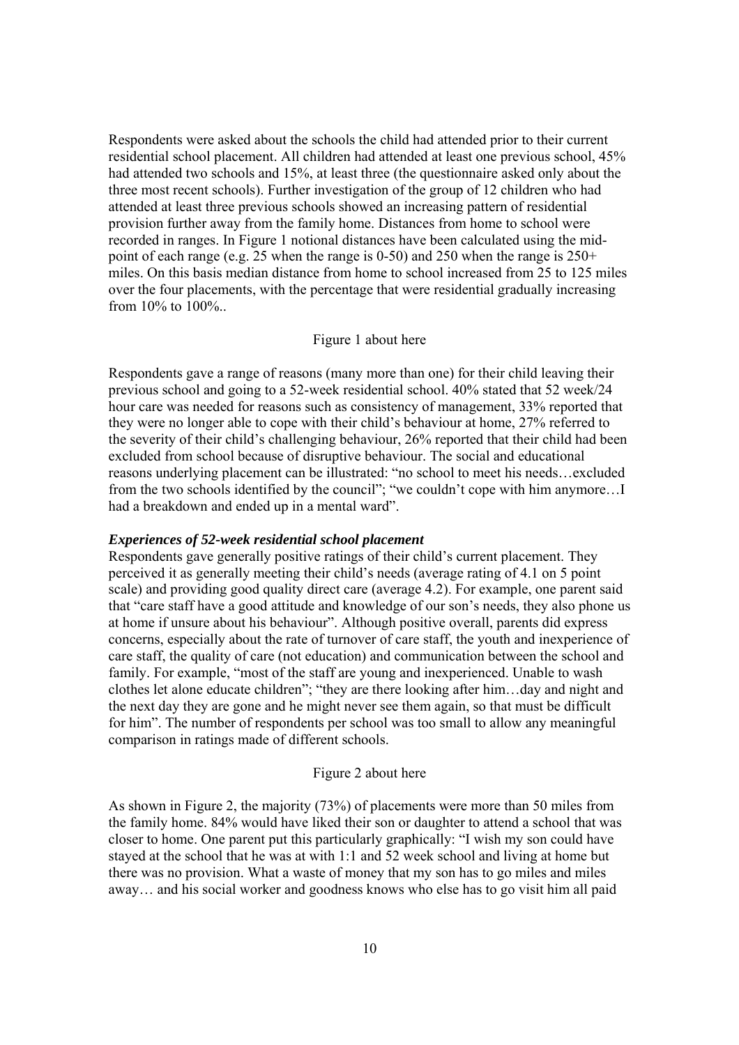Respondents were asked about the schools the child had attended prior to their current residential school placement. All children had attended at least one previous school, 45% had attended two schools and 15%, at least three (the questionnaire asked only about the three most recent schools). Further investigation of the group of 12 children who had attended at least three previous schools showed an increasing pattern of residential provision further away from the family home. Distances from home to school were recorded in ranges. In Figure 1 notional distances have been calculated using the mid-point of each range (e.g. 25 when the range is 0-50) and 250 when the range is 250+ miles. On this basis median distance from home to school increased from 25 to 125 miles over the four placements, with the percentage that were residential gradually increasing from 10% to 100%..

Figure 1 about here

Respondents gave a range of reasons (many more than one) for their child leaving their previous school and going to a 52-week residential school. 40% stated that 52 week/24 hour care was needed for reasons such as consistency of management, 33% reported that they were no longer able to cope with their child's behaviour at home, 27% referred to the severity of their child's challenging behaviour, 26% reported that their child had been excluded from school because of disruptive behaviour. The social and educational reasons underlying placement can be illustrated: "no school to meet his needs…excluded from the two schools identified by the council"; "we couldn't cope with him anymore…I had a breakdown and ended up in a mental ward".

***Experiences of 52-week residential school placement***

Respondents gave generally positive ratings of their child's current placement. They perceived it as generally meeting their child's needs (average rating of 4.1 on 5 point scale) and providing good quality direct care (average 4.2). For example, one parent said that "care staff have a good attitude and knowledge of our son's needs, they also phone us at home if unsure about his behaviour". Although positive overall, parents did express concerns, especially about the rate of turnover of care staff, the youth and inexperience of care staff, the quality of care (not education) and communication between the school and family. For example, "most of the staff are young and inexperienced. Unable to wash clothes let alone educate children"; "they are there looking after him…day and night and the next day they are gone and he might never see them again, so that must be difficult for him". The number of respondents per school was too small to allow any meaningful comparison in ratings made of different schools.

Figure 2 about here

As shown in Figure 2, the majority (73%) of placements were more than 50 miles from the family home. 84% would have liked their son or daughter to attend a school that was closer to home. One parent put this particularly graphically: "I wish my son could have stayed at the school that he was at with 1:1 and 52 week school and living at home but there was no provision. What a waste of money that my son has to go miles and miles away… and his social worker and goodness knows who else has to go visit him all paid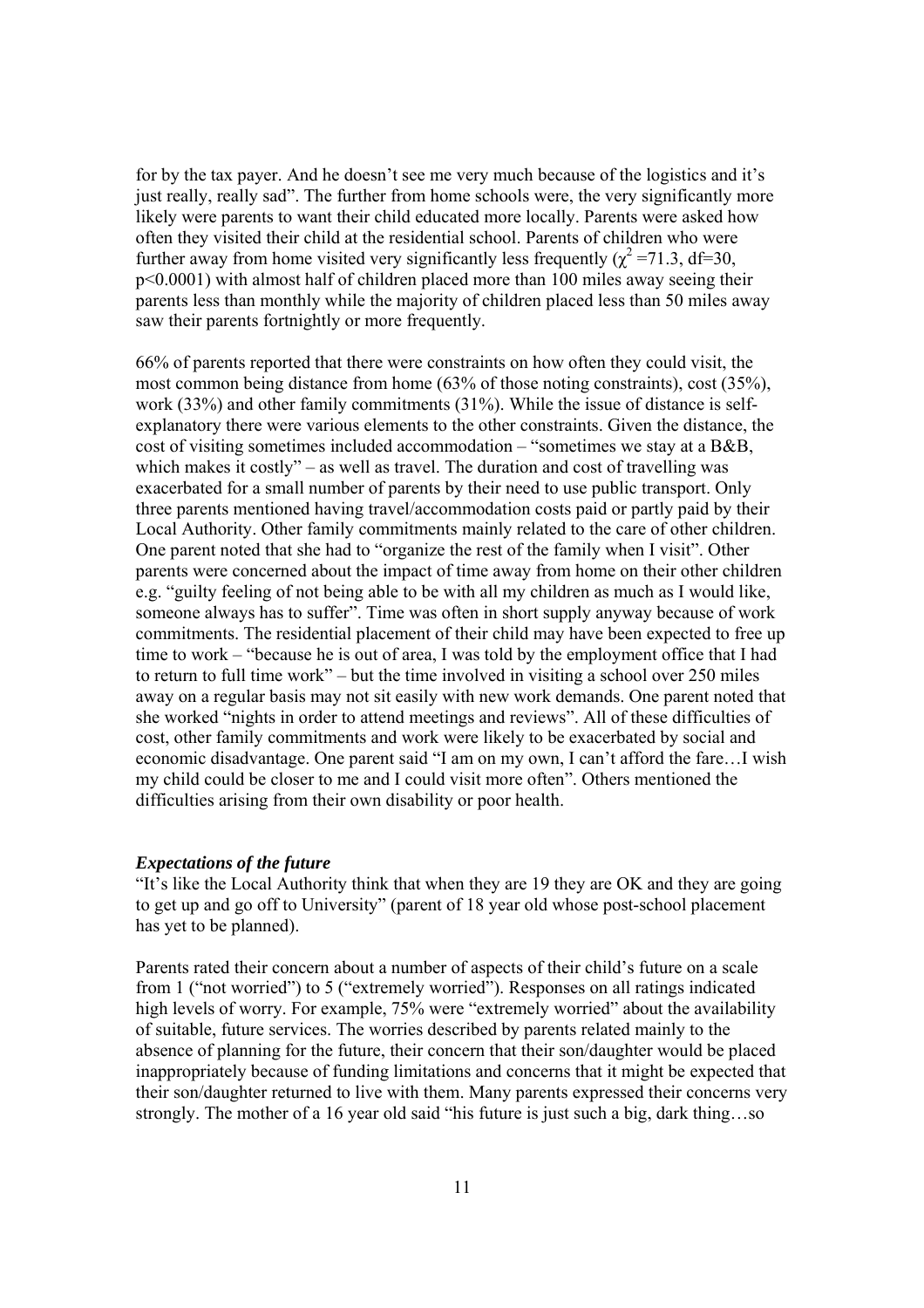for by the tax payer. And he doesn't see me very much because of the logistics and it's just really, really sad". The further from home schools were, the very significantly more likely were parents to want their child educated more locally. Parents were asked how often they visited their child at the residential school. Parents of children who were further away from home visited very significantly less frequently ($\chi^2$ =71.3, df=30, $p<0.0001$) with almost half of children placed more than 100 miles away seeing their parents less than monthly while the majority of children placed less than 50 miles away saw their parents fortnightly or more frequently.

66% of parents reported that there were constraints on how often they could visit, the most common being distance from home (63% of those noting constraints), cost (35%), work (33%) and other family commitments (31%). While the issue of distance is self-explanatory there were various elements to the other constraints. Given the distance, the cost of visiting sometimes included accommodation – "sometimes we stay at a B&B, which makes it costly" – as well as travel. The duration and cost of travelling was exacerbated for a small number of parents by their need to use public transport. Only three parents mentioned having travel/accommodation costs paid or partly paid by their Local Authority. Other family commitments mainly related to the care of other children. One parent noted that she had to "organize the rest of the family when I visit". Other parents were concerned about the impact of time away from home on their other children e.g. "guilty feeling of not being able to be with all my children as much as I would like, someone always has to suffer". Time was often in short supply anyway because of work commitments. The residential placement of their child may have been expected to free up time to work – "because he is out of area, I was told by the employment office that I had to return to full time work" – but the time involved in visiting a school over 250 miles away on a regular basis may not sit easily with new work demands. One parent noted that she worked "nights in order to attend meetings and reviews". All of these difficulties of cost, other family commitments and work were likely to be exacerbated by social and economic disadvantage. One parent said "I am on my own, I can't afford the fare…I wish my child could be closer to me and I could visit more often". Others mentioned the difficulties arising from their own disability or poor health.

***Expectations of the future***

"It's like the Local Authority think that when they are 19 they are OK and they are going to get up and go off to University" (parent of 18 year old whose post-school placement has yet to be planned).

Parents rated their concern about a number of aspects of their child's future on a scale from 1 ("not worried") to 5 ("extremely worried"). Responses on all ratings indicated high levels of worry. For example, 75% were "extremely worried" about the availability of suitable, future services. The worries described by parents related mainly to the absence of planning for the future, their concern that their son/daughter would be placed inappropriately because of funding limitations and concerns that it might be expected that their son/daughter returned to live with them. Many parents expressed their concerns very strongly. The mother of a 16 year old said "his future is just such a big, dark thing…so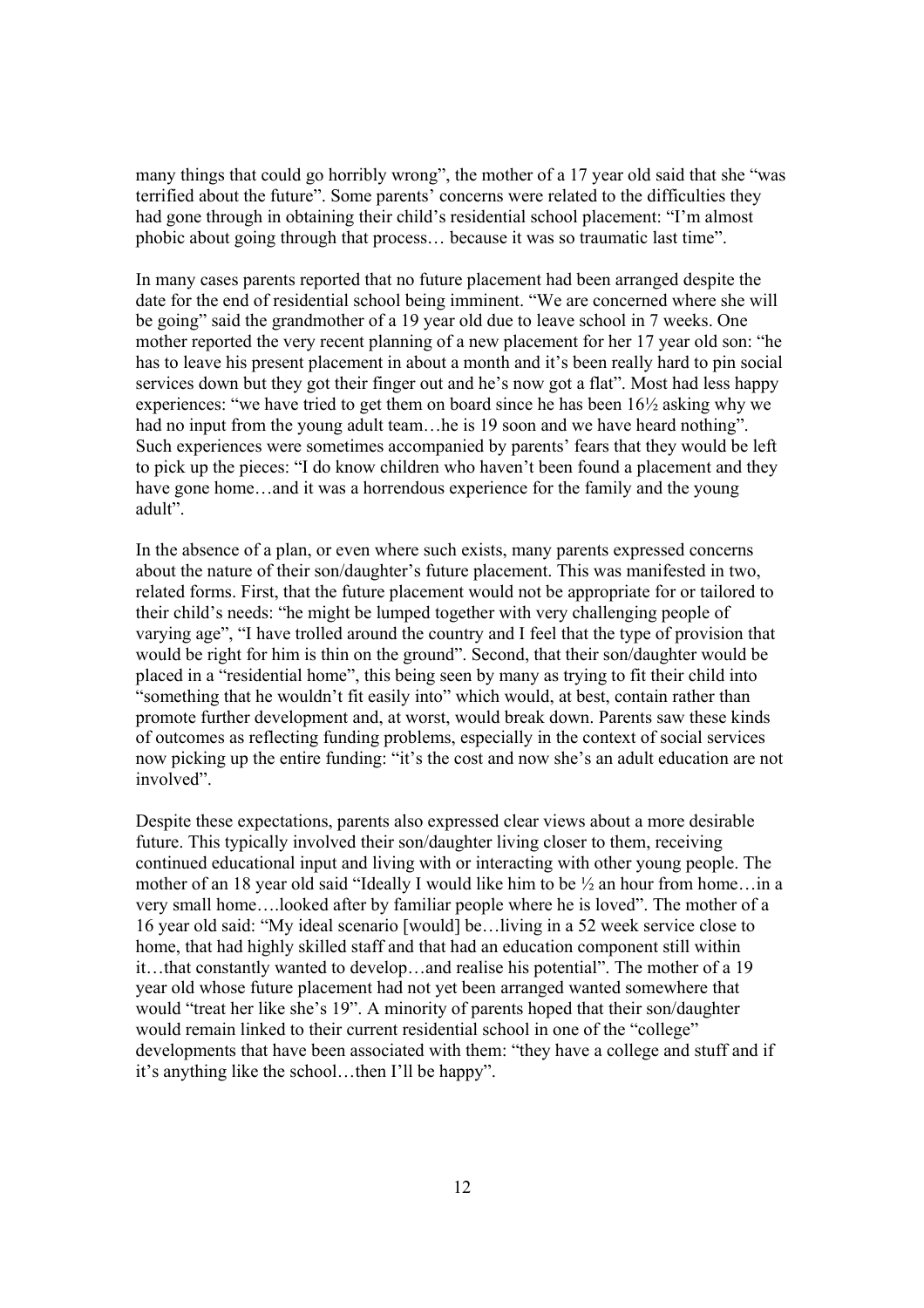many things that could go horribly wrong", the mother of a 17 year old said that she "was terrified about the future". Some parents' concerns were related to the difficulties they had gone through in obtaining their child's residential school placement: "I'm almost phobic about going through that process… because it was so traumatic last time".

In many cases parents reported that no future placement had been arranged despite the date for the end of residential school being imminent. "We are concerned where she will be going" said the grandmother of a 19 year old due to leave school in 7 weeks. One mother reported the very recent planning of a new placement for her 17 year old son: "he has to leave his present placement in about a month and it's been really hard to pin social services down but they got their finger out and he's now got a flat". Most had less happy experiences: "we have tried to get them on board since he has been 16½ asking why we had no input from the young adult team…he is 19 soon and we have heard nothing". Such experiences were sometimes accompanied by parents' fears that they would be left to pick up the pieces: "I do know children who haven't been found a placement and they have gone home…and it was a horrendous experience for the family and the young adult".

In the absence of a plan, or even where such exists, many parents expressed concerns about the nature of their son/daughter's future placement. This was manifested in two, related forms. First, that the future placement would not be appropriate for or tailored to their child's needs: "he might be lumped together with very challenging people of varying age", "I have trolled around the country and I feel that the type of provision that would be right for him is thin on the ground". Second, that their son/daughter would be placed in a "residential home", this being seen by many as trying to fit their child into "something that he wouldn't fit easily into" which would, at best, contain rather than promote further development and, at worst, would break down. Parents saw these kinds of outcomes as reflecting funding problems, especially in the context of social services now picking up the entire funding: "it's the cost and now she's an adult education are not involved".

Despite these expectations, parents also expressed clear views about a more desirable future. This typically involved their son/daughter living closer to them, receiving continued educational input and living with or interacting with other young people. The mother of an 18 year old said "Ideally I would like him to be ½ an hour from home…in a very small home….looked after by familiar people where he is loved". The mother of a 16 year old said: "My ideal scenario [would] be…living in a 52 week service close to home, that had highly skilled staff and that had an education component still within it…that constantly wanted to develop…and realise his potential". The mother of a 19 year old whose future placement had not yet been arranged wanted somewhere that would "treat her like she's 19". A minority of parents hoped that their son/daughter would remain linked to their current residential school in one of the "college" developments that have been associated with them: "they have a college and stuff and if it's anything like the school…then I'll be happy".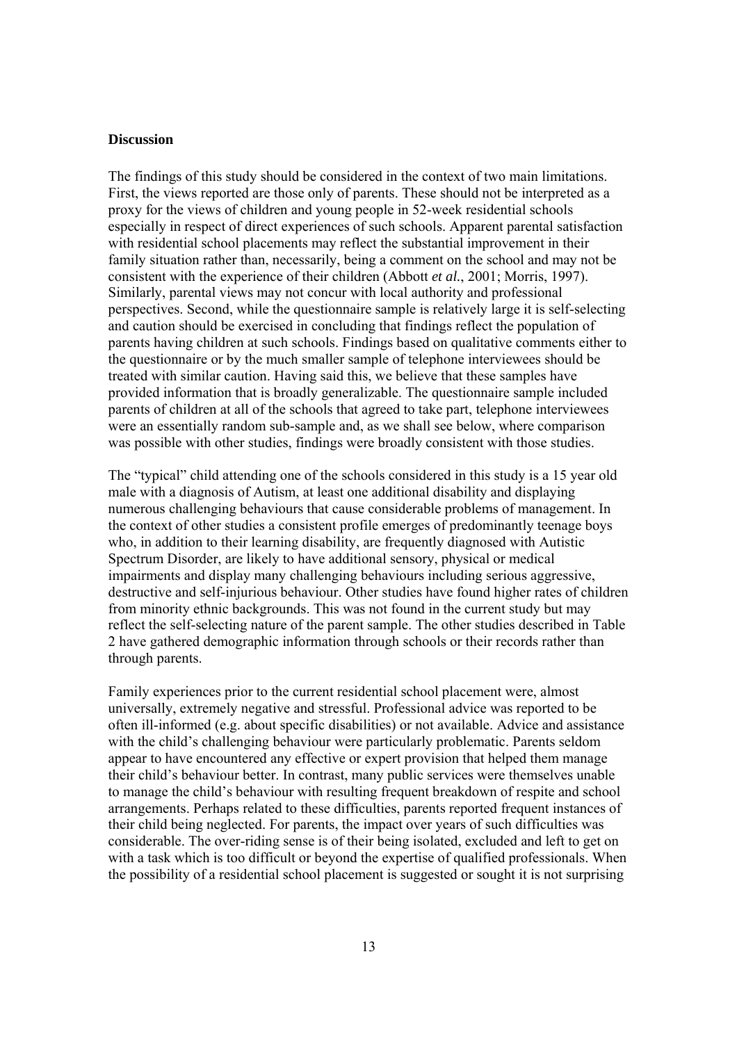**Discussion**

The findings of this study should be considered in the context of two main limitations. First, the views reported are those only of parents. These should not be interpreted as a proxy for the views of children and young people in 52-week residential schools especially in respect of direct experiences of such schools. Apparent parental satisfaction with residential school placements may reflect the substantial improvement in their family situation rather than, necessarily, being a comment on the school and may not be consistent with the experience of their children (Abbott *et al.*, 2001; Morris, 1997). Similarly, parental views may not concur with local authority and professional perspectives. Second, while the questionnaire sample is relatively large it is self-selecting and caution should be exercised in concluding that findings reflect the population of parents having children at such schools. Findings based on qualitative comments either to the questionnaire or by the much smaller sample of telephone interviewees should be treated with similar caution. Having said this, we believe that these samples have provided information that is broadly generalizable. The questionnaire sample included parents of children at all of the schools that agreed to take part, telephone interviewees were an essentially random sub-sample and, as we shall see below, where comparison was possible with other studies, findings were broadly consistent with those studies.

The "typical" child attending one of the schools considered in this study is a 15 year old male with a diagnosis of Autism, at least one additional disability and displaying numerous challenging behaviours that cause considerable problems of management. In the context of other studies a consistent profile emerges of predominantly teenage boys who, in addition to their learning disability, are frequently diagnosed with Autistic Spectrum Disorder, are likely to have additional sensory, physical or medical impairments and display many challenging behaviours including serious aggressive, destructive and self-injurious behaviour. Other studies have found higher rates of children from minority ethnic backgrounds. This was not found in the current study but may reflect the self-selecting nature of the parent sample. The other studies described in Table 2 have gathered demographic information through schools or their records rather than through parents.

Family experiences prior to the current residential school placement were, almost universally, extremely negative and stressful. Professional advice was reported to be often ill-informed (e.g. about specific disabilities) or not available. Advice and assistance with the child's challenging behaviour were particularly problematic. Parents seldom appear to have encountered any effective or expert provision that helped them manage their child's behaviour better. In contrast, many public services were themselves unable to manage the child's behaviour with resulting frequent breakdown of respite and school arrangements. Perhaps related to these difficulties, parents reported frequent instances of their child being neglected. For parents, the impact over years of such difficulties was considerable. The over-riding sense is of their being isolated, excluded and left to get on with a task which is too difficult or beyond the expertise of qualified professionals. When the possibility of a residential school placement is suggested or sought it is not surprising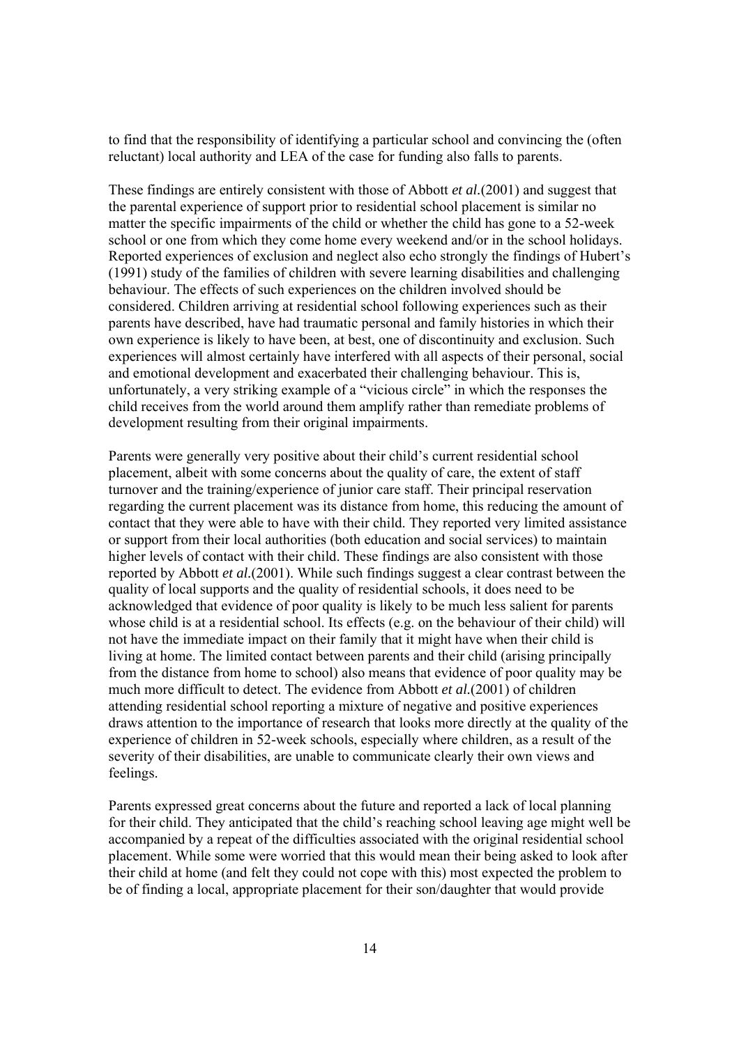to find that the responsibility of identifying a particular school and convincing the (often reluctant) local authority and LEA of the case for funding also falls to parents.

These findings are entirely consistent with those of Abbott *et al.*(2001) and suggest that the parental experience of support prior to residential school placement is similar no matter the specific impairments of the child or whether the child has gone to a 52-week school or one from which they come home every weekend and/or in the school holidays. Reported experiences of exclusion and neglect also echo strongly the findings of Hubert's (1991) study of the families of children with severe learning disabilities and challenging behaviour. The effects of such experiences on the children involved should be considered. Children arriving at residential school following experiences such as their parents have described, have had traumatic personal and family histories in which their own experience is likely to have been, at best, one of discontinuity and exclusion. Such experiences will almost certainly have interfered with all aspects of their personal, social and emotional development and exacerbated their challenging behaviour. This is, unfortunately, a very striking example of a "vicious circle" in which the responses the child receives from the world around them amplify rather than remediate problems of development resulting from their original impairments.

Parents were generally very positive about their child's current residential school placement, albeit with some concerns about the quality of care, the extent of staff turnover and the training/experience of junior care staff. Their principal reservation regarding the current placement was its distance from home, this reducing the amount of contact that they were able to have with their child. They reported very limited assistance or support from their local authorities (both education and social services) to maintain higher levels of contact with their child. These findings are also consistent with those reported by Abbott *et al.*(2001). While such findings suggest a clear contrast between the quality of local supports and the quality of residential schools, it does need to be acknowledged that evidence of poor quality is likely to be much less salient for parents whose child is at a residential school. Its effects (e.g. on the behaviour of their child) will not have the immediate impact on their family that it might have when their child is living at home. The limited contact between parents and their child (arising principally from the distance from home to school) also means that evidence of poor quality may be much more difficult to detect. The evidence from Abbott *et al.*(2001) of children attending residential school reporting a mixture of negative and positive experiences draws attention to the importance of research that looks more directly at the quality of the experience of children in 52-week schools, especially where children, as a result of the severity of their disabilities, are unable to communicate clearly their own views and feelings.

Parents expressed great concerns about the future and reported a lack of local planning for their child. They anticipated that the child's reaching school leaving age might well be accompanied by a repeat of the difficulties associated with the original residential school placement. While some were worried that this would mean their being asked to look after their child at home (and felt they could not cope with this) most expected the problem to be of finding a local, appropriate placement for their son/daughter that would provide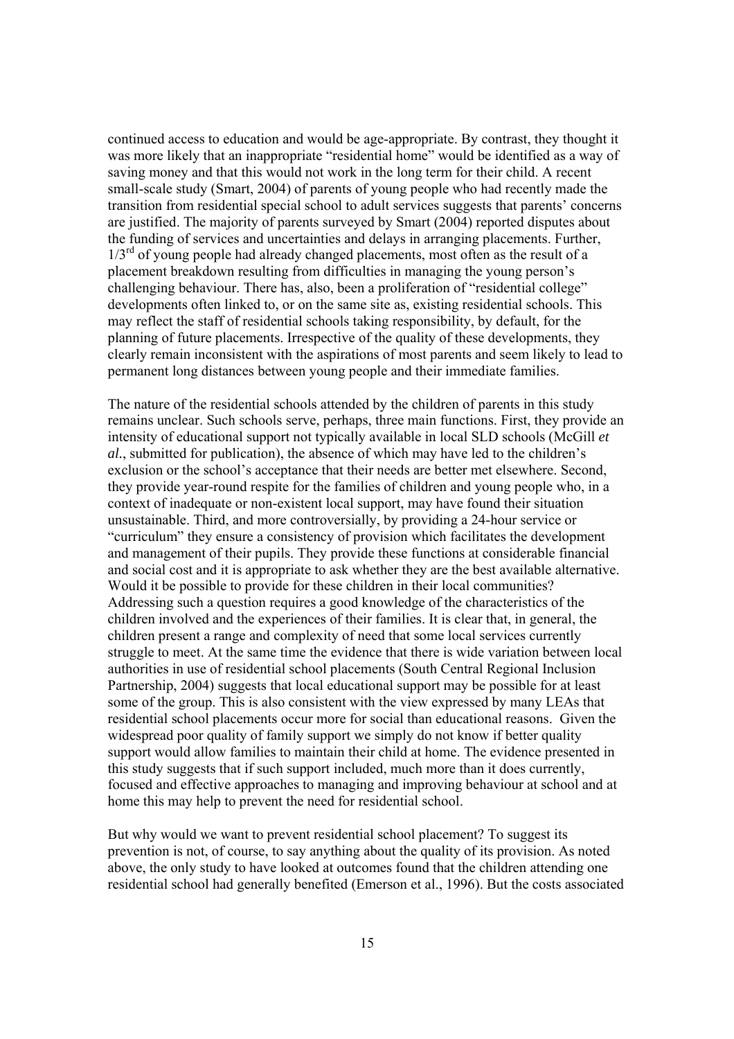continued access to education and would be age-appropriate. By contrast, they thought it was more likely that an inappropriate "residential home" would be identified as a way of saving money and that this would not work in the long term for their child. A recent small-scale study (Smart, 2004) of parents of young people who had recently made the transition from residential special school to adult services suggests that parents' concerns are justified. The majority of parents surveyed by Smart (2004) reported disputes about the funding of services and uncertainties and delays in arranging placements. Further, 1/3rd of young people had already changed placements, most often as the result of a placement breakdown resulting from difficulties in managing the young person's challenging behaviour. There has, also, been a proliferation of "residential college" developments often linked to, or on the same site as, existing residential schools. This may reflect the staff of residential schools taking responsibility, by default, for the planning of future placements. Irrespective of the quality of these developments, they clearly remain inconsistent with the aspirations of most parents and seem likely to lead to permanent long distances between young people and their immediate families.

The nature of the residential schools attended by the children of parents in this study remains unclear. Such schools serve, perhaps, three main functions. First, they provide an intensity of educational support not typically available in local SLD schools (McGill *et al.*, submitted for publication), the absence of which may have led to the children's exclusion or the school's acceptance that their needs are better met elsewhere. Second, they provide year-round respite for the families of children and young people who, in a context of inadequate or non-existent local support, may have found their situation unsustainable. Third, and more controversially, by providing a 24-hour service or "curriculum" they ensure a consistency of provision which facilitates the development and management of their pupils. They provide these functions at considerable financial and social cost and it is appropriate to ask whether they are the best available alternative. Would it be possible to provide for these children in their local communities? Addressing such a question requires a good knowledge of the characteristics of the children involved and the experiences of their families. It is clear that, in general, the children present a range and complexity of need that some local services currently struggle to meet. At the same time the evidence that there is wide variation between local authorities in use of residential school placements (South Central Regional Inclusion Partnership, 2004) suggests that local educational support may be possible for at least some of the group. This is also consistent with the view expressed by many LEAs that residential school placements occur more for social than educational reasons. Given the widespread poor quality of family support we simply do not know if better quality support would allow families to maintain their child at home. The evidence presented in this study suggests that if such support included, much more than it does currently, focused and effective approaches to managing and improving behaviour at school and at home this may help to prevent the need for residential school.

But why would we want to prevent residential school placement? To suggest its prevention is not, of course, to say anything about the quality of its provision. As noted above, the only study to have looked at outcomes found that the children attending one residential school had generally benefited (Emerson et al., 1996). But the costs associated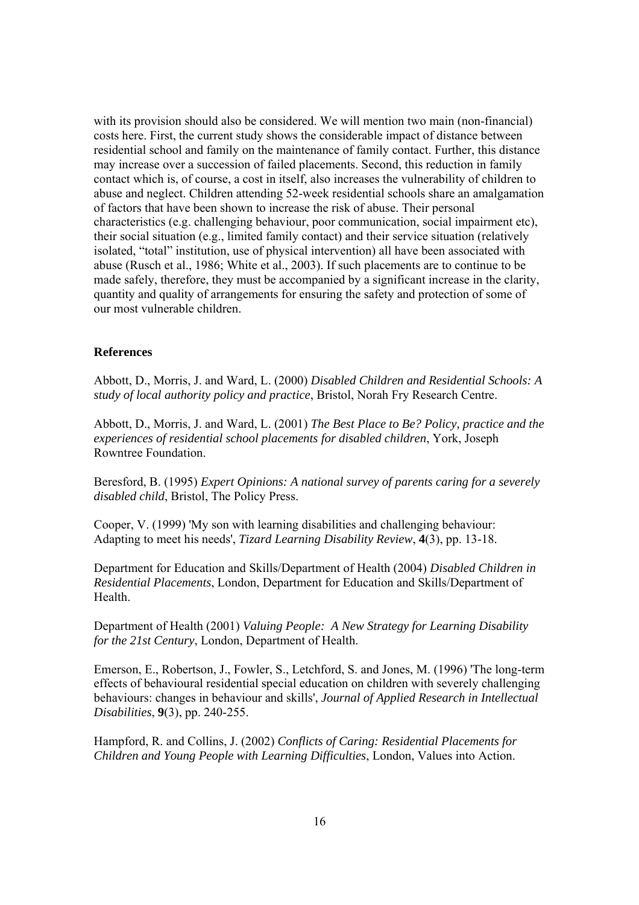with its provision should also be considered. We will mention two main (non-financial) costs here. First, the current study shows the considerable impact of distance between residential school and family on the maintenance of family contact. Further, this distance may increase over a succession of failed placements. Second, this reduction in family contact which is, of course, a cost in itself, also increases the vulnerability of children to abuse and neglect. Children attending 52-week residential schools share an amalgamation of factors that have been shown to increase the risk of abuse. Their personal characteristics (e.g. challenging behaviour, poor communication, social impairment etc), their social situation (e.g., limited family contact) and their service situation (relatively isolated, "total" institution, use of physical intervention) all have been associated with abuse (Rusch et al., 1986; White et al., 2003). If such placements are to continue to be made safely, therefore, they must be accompanied by a significant increase in the clarity, quantity and quality of arrangements for ensuring the safety and protection of some of our most vulnerable children.

### References

Abbott, D., Morris, J. and Ward, L. (2000) *Disabled Children and Residential Schools: A study of local authority policy and practice*, Bristol, Norah Fry Research Centre.

Abbott, D., Morris, J. and Ward, L. (2001) *The Best Place to Be? Policy, practice and the experiences of residential school placements for disabled children*, York, Joseph Rowntree Foundation.

Beresford, B. (1995) *Expert Opinions: A national survey of parents caring for a severely disabled child*, Bristol, The Policy Press.

Cooper, V. (1999) 'My son with learning disabilities and challenging behaviour: Adapting to meet his needs', *Tizard Learning Disability Review*, **4**(3), pp. 13-18.

Department for Education and Skills/Department of Health (2004) *Disabled Children in Residential Placements*, London, Department for Education and Skills/Department of Health.

Department of Health (2001) *Valuing People: A New Strategy for Learning Disability for the 21st Century*, London, Department of Health.

Emerson, E., Robertson, J., Fowler, S., Letchford, S. and Jones, M. (1996) 'The long-term effects of behavioural residential special education on children with severely challenging behaviours: changes in behaviour and skills', *Journal of Applied Research in Intellectual Disabilities*, **9**(3), pp. 240-255.

Hampford, R. and Collins, J. (2002) *Conflicts of Caring: Residential Placements for Children and Young People with Learning Difficulties*, London, Values into Action.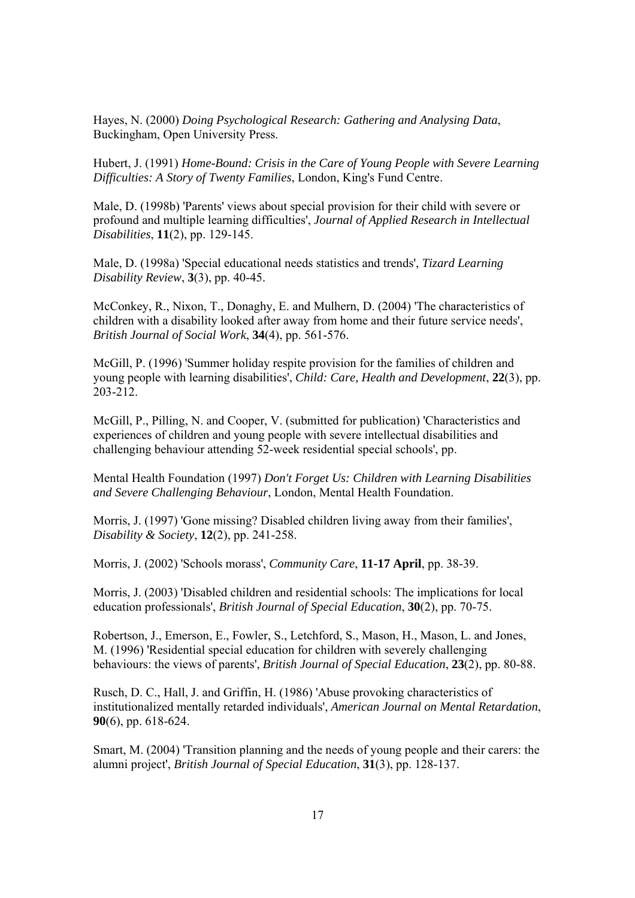Hayes, N. (2000) *Doing Psychological Research: Gathering and Analysing Data*, Buckingham, Open University Press.

Hubert, J. (1991) *Home-Bound: Crisis in the Care of Young People with Severe Learning Difficulties: A Story of Twenty Families*, London, King's Fund Centre.

Male, D. (1998b) 'Parents' views about special provision for their child with severe or profound and multiple learning difficulties', *Journal of Applied Research in Intellectual Disabilities*, **11**(2), pp. 129-145.

Male, D. (1998a) 'Special educational needs statistics and trends', *Tizard Learning Disability Review*, **3**(3), pp. 40-45.

McConkey, R., Nixon, T., Donaghy, E. and Mulhern, D. (2004) 'The characteristics of children with a disability looked after away from home and their future service needs', *British Journal of Social Work*, **34**(4), pp. 561-576.

McGill, P. (1996) 'Summer holiday respite provision for the families of children and young people with learning disabilities', *Child: Care, Health and Development*, **22**(3), pp. 203-212.

McGill, P., Pilling, N. and Cooper, V. (submitted for publication) 'Characteristics and experiences of children and young people with severe intellectual disabilities and challenging behaviour attending 52-week residential special schools', pp.

Mental Health Foundation (1997) *Don't Forget Us: Children with Learning Disabilities and Severe Challenging Behaviour*, London, Mental Health Foundation.

Morris, J. (1997) 'Gone missing? Disabled children living away from their families', *Disability & Society*, **12**(2), pp. 241-258.

Morris, J. (2002) 'Schools morass', *Community Care*, **11-17 April**, pp. 38-39.

Morris, J. (2003) 'Disabled children and residential schools: The implications for local education professionals', *British Journal of Special Education*, **30**(2), pp. 70-75.

Robertson, J., Emerson, E., Fowler, S., Letchford, S., Mason, H., Mason, L. and Jones, M. (1996) 'Residential special education for children with severely challenging behaviours: the views of parents', *British Journal of Special Education*, **23**(2), pp. 80-88.

Rusch, D. C., Hall, J. and Griffin, H. (1986) 'Abuse provoking characteristics of institutionalized mentally retarded individuals', *American Journal on Mental Retardation*, **90**(6), pp. 618-624.

Smart, M. (2004) 'Transition planning and the needs of young people and their carers: the alumni project', *British Journal of Special Education*, **31**(3), pp. 128-137.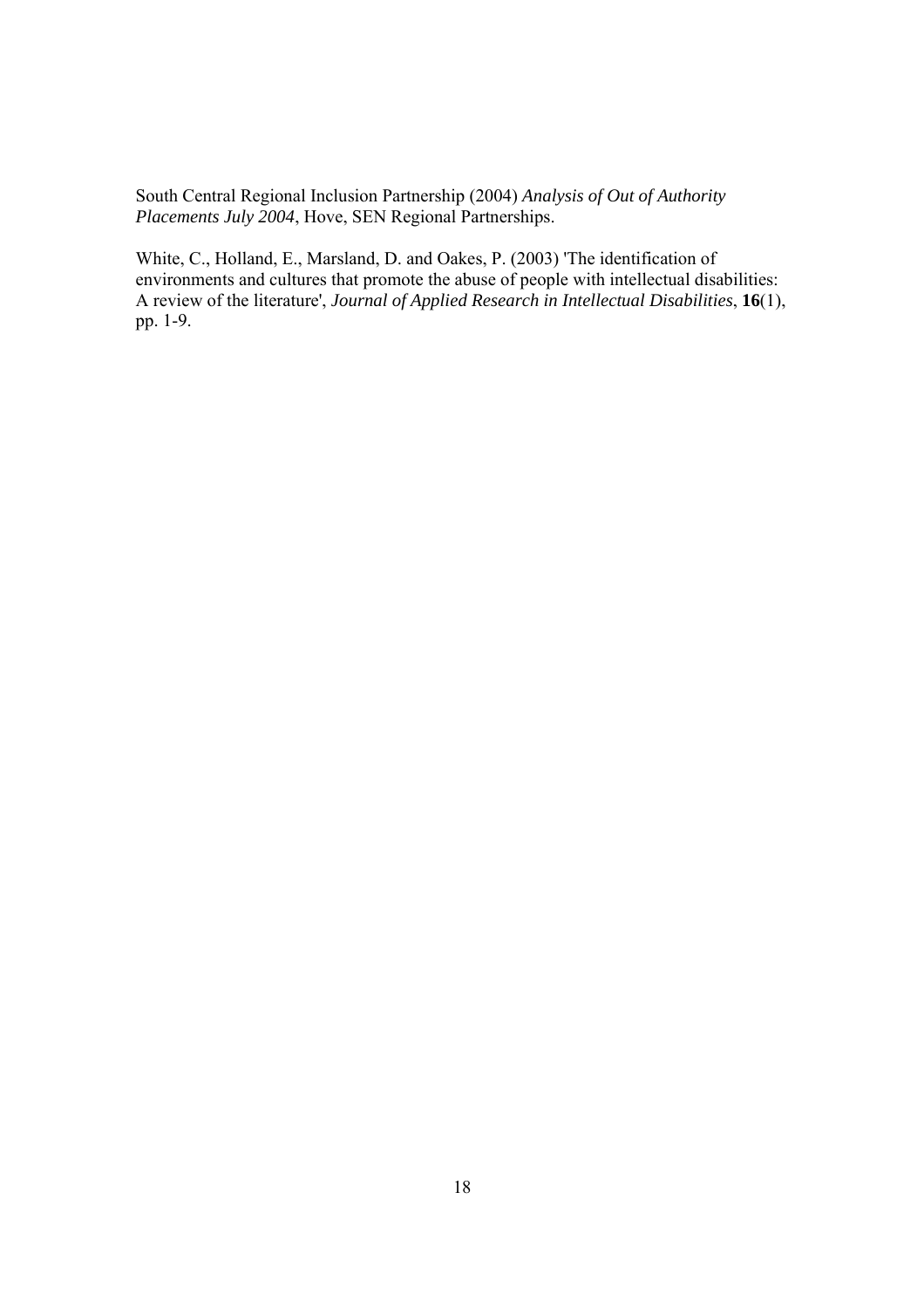South Central Regional Inclusion Partnership (2004) *Analysis of Out of Authority Placements July 2004*, Hove, SEN Regional Partnerships.

White, C., Holland, E., Marsland, D. and Oakes, P. (2003) 'The identification of environments and cultures that promote the abuse of people with intellectual disabilities: A review of the literature', *Journal of Applied Research in Intellectual Disabilities*, **16**(1), pp. 1-9.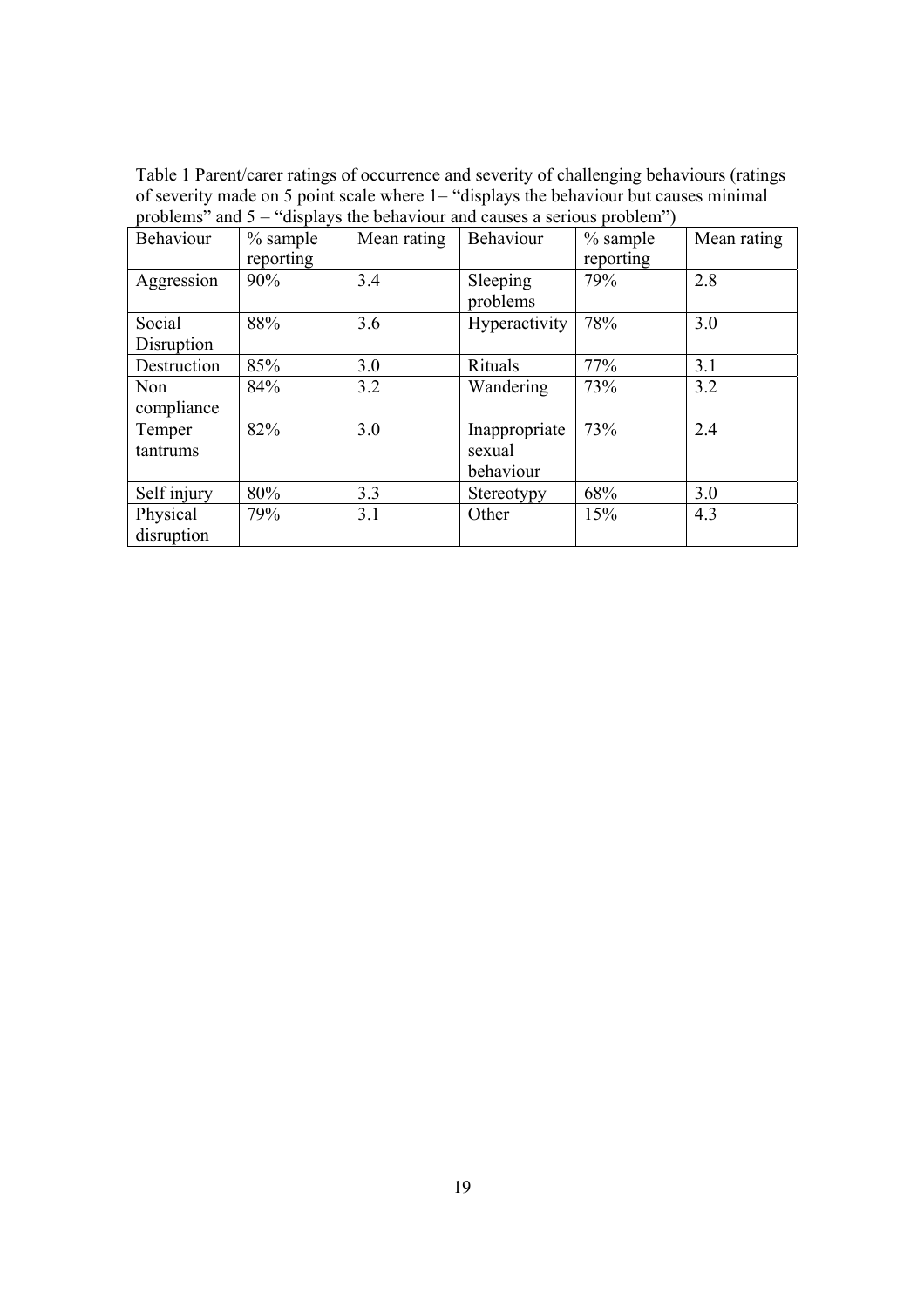Table 1 Parent/carer ratings of occurrence and severity of challenging behaviours (ratings of severity made on 5 point scale where 1= "displays the behaviour but causes minimal problems" and 5 = "displays the behaviour and causes a serious problem")

| Behaviour | % sample reporting | Mean rating | Behaviour | % sample reporting | Mean rating |
|---|---|---|---|---|---|
| Aggression | 90% | 3.4 | Sleeping problems | 79% | 2.8 |
| Social Disruption | 88% | 3.6 | Hyperactivity | 78% | 3.0 |
| Destruction | 85% | 3.0 | Rituals | 77% | 3.1 |
| Non compliance | 84% | 3.2 | Wandering | 73% | 3.2 |
| Temper tantrums | 82% | 3.0 | Inappropriate sexual behaviour | 73% | 2.4 |
| Self injury | 80% | 3.3 | Stereotypy | 68% | 3.0 |
| Physical disruption | 79% | 3.1 | Other | 15% | 4.3 |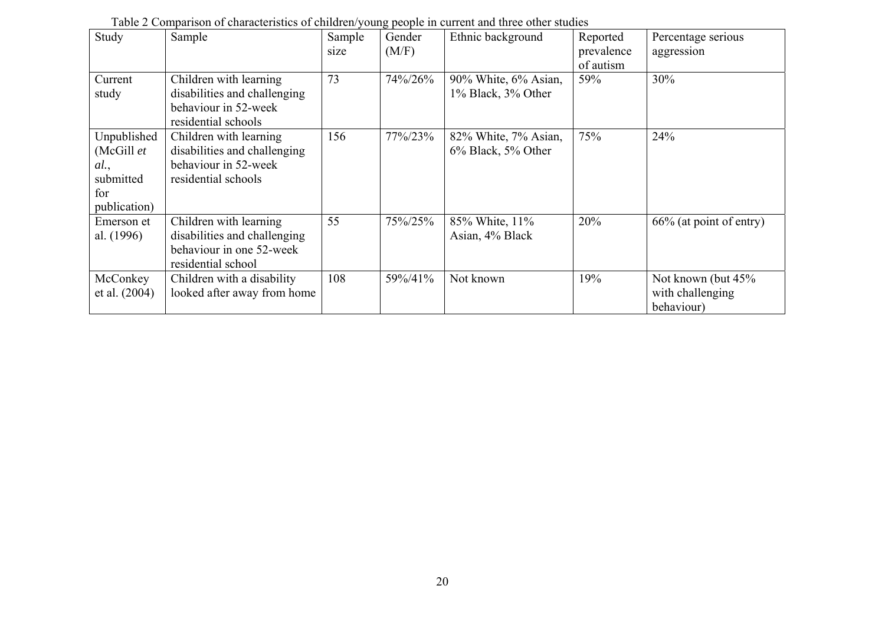Table 2 Comparison of characteristics of children/young people in current and three other studies

| Study | Sample | Sample size | Gender (M/F) | Ethnic background | Reported prevalence of autism | Percentage serious aggression |
|---|---|---|---|---|---|---|
| Current study | Children with learning disabilities and challenging behaviour in 52-week residential schools | 73 | 74%/26% | 90% White, 6% Asian, 1% Black, 3% Other | 59% | 30% |
| Unpublished (McGill *et al.*, submitted for publication) | Children with learning disabilities and challenging behaviour in 52-week residential schools | 156 | 77%/23% | 82% White, 7% Asian, 6% Black, 5% Other | 75% | 24% |
| Emerson et al. (1996) | Children with learning disabilities and challenging behaviour in one 52-week residential school | 55 | 75%/25% | 85% White, 11% Asian, 4% Black | 20% | 66% (at point of entry) |
| McConkey et al. (2004) | Children with a disability looked after away from home | 108 | 59%/41% | Not known | 19% | Not known (but 45% with challenging behaviour) |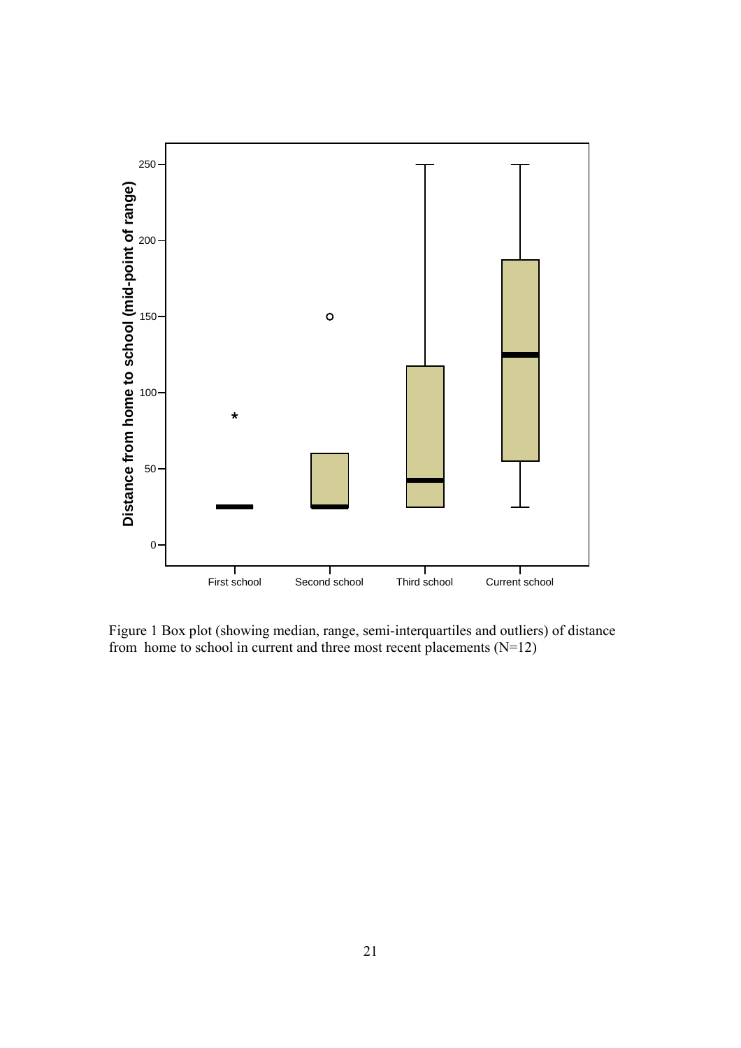Figure 1 Box plot (showing median, range, semi-interquartiles and outliers) of distance from home to school in current and three most recent placements (N=12)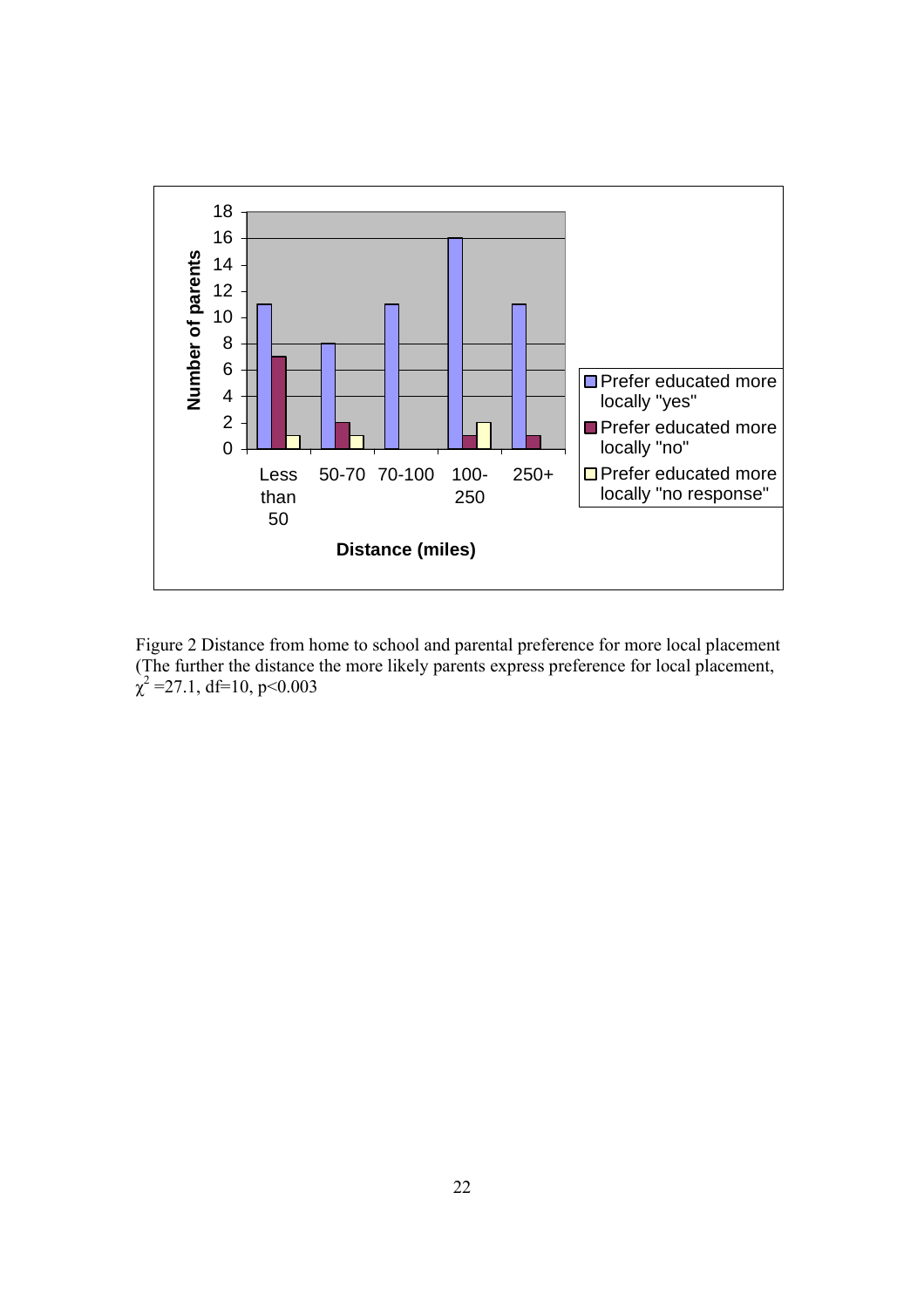Number of parents

18
16
14
12
10
8
6
4
2
0

Less than 50
50-70
70-100
100-250
250+

Distance (miles)

Prefer educated more locally "yes"
Prefer educated more locally "no"
Prefer educated more locally "no response"

Figure 2 Distance from home to school and parental preference for more local placement (The further the distance the more likely parents express preference for local placement, $\chi^2$ =27.1, df=10, p<0.003